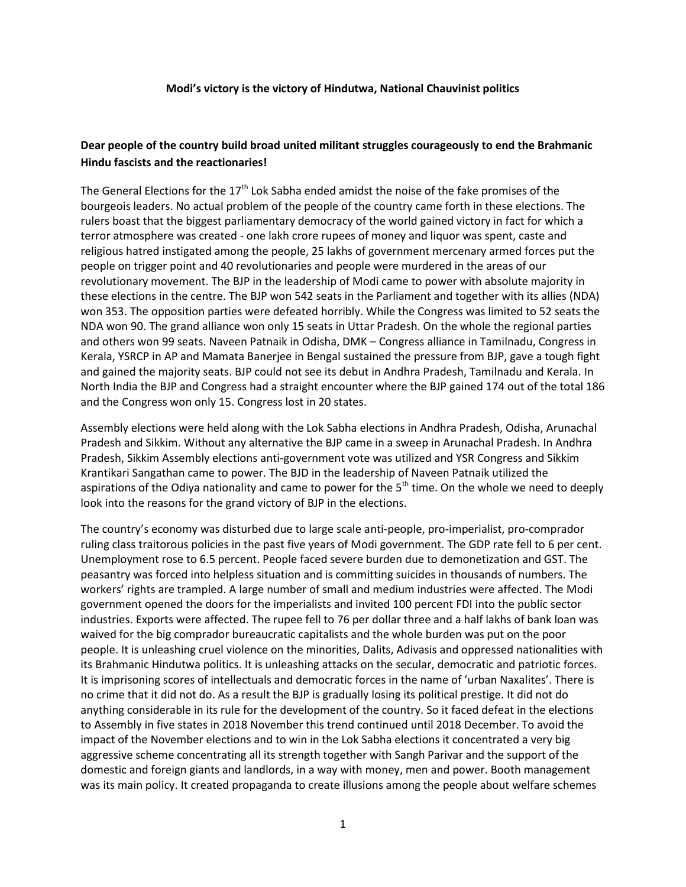**Modi's victory is the victory of Hindutwa, National Chauvinist politics**

**Dear people of the country build broad united militant struggles courageously to end the Brahmanic Hindu fascists and the reactionaries!**

The General Elections for the 17th Lok Sabha ended amidst the noise of the fake promises of the bourgeois leaders. No actual problem of the people of the country came forth in these elections. The rulers boast that the biggest parliamentary democracy of the world gained victory in fact for which a terror atmosphere was created - one lakh crore rupees of money and liquor was spent, caste and religious hatred instigated among the people, 25 lakhs of government mercenary armed forces put the people on trigger point and 40 revolutionaries and people were murdered in the areas of our revolutionary movement. The BJP in the leadership of Modi came to power with absolute majority in these elections in the centre. The BJP won 542 seats in the Parliament and together with its allies (NDA) won 353. The opposition parties were defeated horribly. While the Congress was limited to 52 seats the NDA won 90. The grand alliance won only 15 seats in Uttar Pradesh. On the whole the regional parties and others won 99 seats. Naveen Patnaik in Odisha, DMK – Congress alliance in Tamilnadu, Congress in Kerala, YSRCP in AP and Mamata Banerjee in Bengal sustained the pressure from BJP, gave a tough fight and gained the majority seats. BJP could not see its debut in Andhra Pradesh, Tamilnadu and Kerala. In North India the BJP and Congress had a straight encounter where the BJP gained 174 out of the total 186 and the Congress won only 15. Congress lost in 20 states.

Assembly elections were held along with the Lok Sabha elections in Andhra Pradesh, Odisha, Arunachal Pradesh and Sikkim. Without any alternative the BJP came in a sweep in Arunachal Pradesh. In Andhra Pradesh, Sikkim Assembly elections anti-government vote was utilized and YSR Congress and Sikkim Krantikari Sangathan came to power. The BJD in the leadership of Naveen Patnaik utilized the aspirations of the Odiya nationality and came to power for the 5th time. On the whole we need to deeply look into the reasons for the grand victory of BJP in the elections.

The country's economy was disturbed due to large scale anti-people, pro-imperialist, pro-comprador ruling class traitorous policies in the past five years of Modi government. The GDP rate fell to 6 per cent. Unemployment rose to 6.5 percent. People faced severe burden due to demonetization and GST. The peasantry was forced into helpless situation and is committing suicides in thousands of numbers. The workers' rights are trampled. A large number of small and medium industries were affected. The Modi government opened the doors for the imperialists and invited 100 percent FDI into the public sector industries. Exports were affected. The rupee fell to 76 per dollar three and a half lakhs of bank loan was waived for the big comprador bureaucratic capitalists and the whole burden was put on the poor people. It is unleashing cruel violence on the minorities, Dalits, Adivasis and oppressed nationalities with its Brahmanic Hindutwa politics. It is unleashing attacks on the secular, democratic and patriotic forces. It is imprisoning scores of intellectuals and democratic forces in the name of 'urban Naxalites'. There is no crime that it did not do. As a result the BJP is gradually losing its political prestige. It did not do anything considerable in its rule for the development of the country. So it faced defeat in the elections to Assembly in five states in 2018 November this trend continued until 2018 December. To avoid the impact of the November elections and to win in the Lok Sabha elections it concentrated a very big aggressive scheme concentrating all its strength together with Sangh Parivar and the support of the domestic and foreign giants and landlords, in a way with money, men and power. Booth management was its main policy. It created propaganda to create illusions among the people about welfare schemes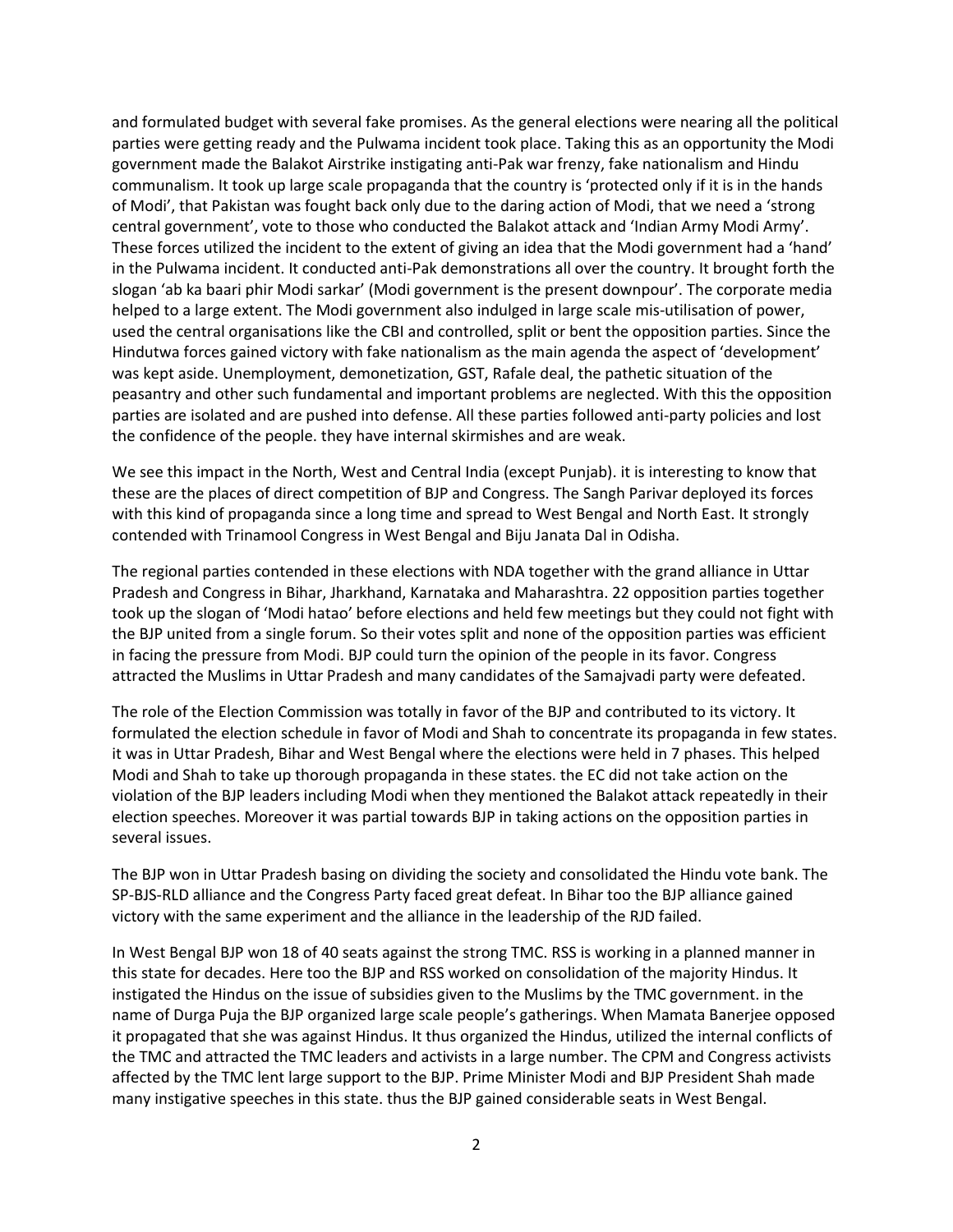and formulated budget with several fake promises. As the general elections were nearing all the political parties were getting ready and the Pulwama incident took place. Taking this as an opportunity the Modi government made the Balakot Airstrike instigating anti-Pak war frenzy, fake nationalism and Hindu communalism. It took up large scale propaganda that the country is 'protected only if it is in the hands of Modi', that Pakistan was fought back only due to the daring action of Modi, that we need a 'strong central government', vote to those who conducted the Balakot attack and 'Indian Army Modi Army'. These forces utilized the incident to the extent of giving an idea that the Modi government had a 'hand' in the Pulwama incident. It conducted anti-Pak demonstrations all over the country. It brought forth the slogan 'ab ka baari phir Modi sarkar' (Modi government is the present downpour'. The corporate media helped to a large extent. The Modi government also indulged in large scale mis-utilisation of power, used the central organisations like the CBI and controlled, split or bent the opposition parties. Since the Hindutwa forces gained victory with fake nationalism as the main agenda the aspect of 'development' was kept aside. Unemployment, demonetization, GST, Rafale deal, the pathetic situation of the peasantry and other such fundamental and important problems are neglected. With this the opposition parties are isolated and are pushed into defense. All these parties followed anti-party policies and lost the confidence of the people. they have internal skirmishes and are weak.

We see this impact in the North, West and Central India (except Punjab). it is interesting to know that these are the places of direct competition of BJP and Congress. The Sangh Parivar deployed its forces with this kind of propaganda since a long time and spread to West Bengal and North East. It strongly contended with Trinamool Congress in West Bengal and Biju Janata Dal in Odisha.

The regional parties contended in these elections with NDA together with the grand alliance in Uttar Pradesh and Congress in Bihar, Jharkhand, Karnataka and Maharashtra. 22 opposition parties together took up the slogan of 'Modi hatao' before elections and held few meetings but they could not fight with the BJP united from a single forum. So their votes split and none of the opposition parties was efficient in facing the pressure from Modi. BJP could turn the opinion of the people in its favor. Congress attracted the Muslims in Uttar Pradesh and many candidates of the Samajvadi party were defeated.

The role of the Election Commission was totally in favor of the BJP and contributed to its victory. It formulated the election schedule in favor of Modi and Shah to concentrate its propaganda in few states. it was in Uttar Pradesh, Bihar and West Bengal where the elections were held in 7 phases. This helped Modi and Shah to take up thorough propaganda in these states. the EC did not take action on the violation of the BJP leaders including Modi when they mentioned the Balakot attack repeatedly in their election speeches. Moreover it was partial towards BJP in taking actions on the opposition parties in several issues.

The BJP won in Uttar Pradesh basing on dividing the society and consolidated the Hindu vote bank. The SP-BJS-RLD alliance and the Congress Party faced great defeat. In Bihar too the BJP alliance gained victory with the same experiment and the alliance in the leadership of the RJD failed.

In West Bengal BJP won 18 of 40 seats against the strong TMC. RSS is working in a planned manner in this state for decades. Here too the BJP and RSS worked on consolidation of the majority Hindus. It instigated the Hindus on the issue of subsidies given to the Muslims by the TMC government. in the name of Durga Puja the BJP organized large scale people's gatherings. When Mamata Banerjee opposed it propagated that she was against Hindus. It thus organized the Hindus, utilized the internal conflicts of the TMC and attracted the TMC leaders and activists in a large number. The CPM and Congress activists affected by the TMC lent large support to the BJP. Prime Minister Modi and BJP President Shah made many instigative speeches in this state. thus the BJP gained considerable seats in West Bengal.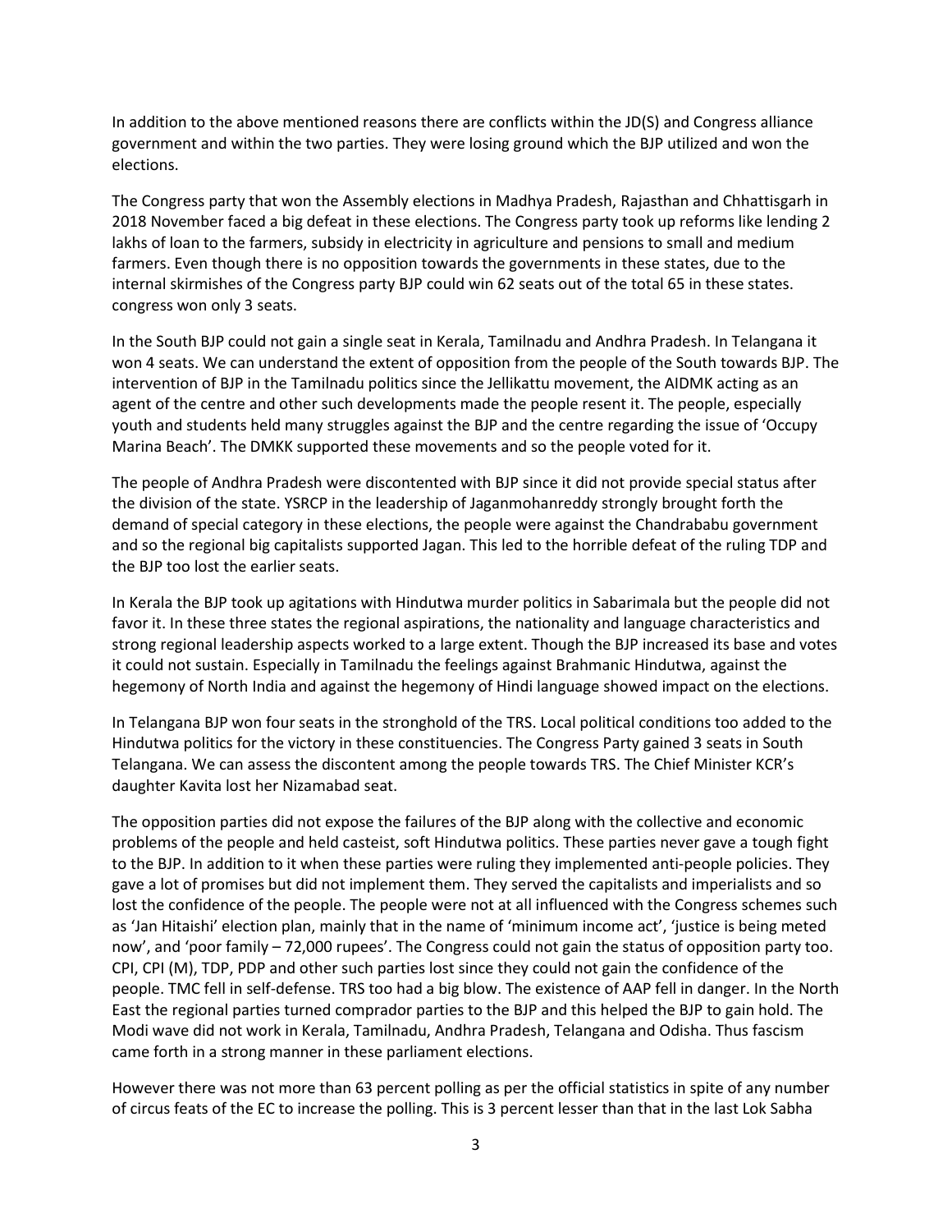In addition to the above mentioned reasons there are conflicts within the JD(S) and Congress alliance government and within the two parties. They were losing ground which the BJP utilized and won the elections.

The Congress party that won the Assembly elections in Madhya Pradesh, Rajasthan and Chhattisgarh in 2018 November faced a big defeat in these elections. The Congress party took up reforms like lending 2 lakhs of loan to the farmers, subsidy in electricity in agriculture and pensions to small and medium farmers. Even though there is no opposition towards the governments in these states, due to the internal skirmishes of the Congress party BJP could win 62 seats out of the total 65 in these states. congress won only 3 seats.

In the South BJP could not gain a single seat in Kerala, Tamilnadu and Andhra Pradesh. In Telangana it won 4 seats. We can understand the extent of opposition from the people of the South towards BJP. The intervention of BJP in the Tamilnadu politics since the Jellikattu movement, the AIDMK acting as an agent of the centre and other such developments made the people resent it. The people, especially youth and students held many struggles against the BJP and the centre regarding the issue of 'Occupy Marina Beach'. The DMKK supported these movements and so the people voted for it.

The people of Andhra Pradesh were discontented with BJP since it did not provide special status after the division of the state. YSRCP in the leadership of Jaganmohanreddy strongly brought forth the demand of special category in these elections, the people were against the Chandrababu government and so the regional big capitalists supported Jagan. This led to the horrible defeat of the ruling TDP and the BJP too lost the earlier seats.

In Kerala the BJP took up agitations with Hindutwa murder politics in Sabarimala but the people did not favor it. In these three states the regional aspirations, the nationality and language characteristics and strong regional leadership aspects worked to a large extent. Though the BJP increased its base and votes it could not sustain. Especially in Tamilnadu the feelings against Brahmanic Hindutwa, against the hegemony of North India and against the hegemony of Hindi language showed impact on the elections.

In Telangana BJP won four seats in the stronghold of the TRS. Local political conditions too added to the Hindutwa politics for the victory in these constituencies. The Congress Party gained 3 seats in South Telangana. We can assess the discontent among the people towards TRS. The Chief Minister KCR's daughter Kavita lost her Nizamabad seat.

The opposition parties did not expose the failures of the BJP along with the collective and economic problems of the people and held casteist, soft Hindutwa politics. These parties never gave a tough fight to the BJP. In addition to it when these parties were ruling they implemented anti-people policies. They gave a lot of promises but did not implement them. They served the capitalists and imperialists and so lost the confidence of the people. The people were not at all influenced with the Congress schemes such as 'Jan Hitaishi' election plan, mainly that in the name of 'minimum income act', 'justice is being meted now', and 'poor family – 72,000 rupees'. The Congress could not gain the status of opposition party too. CPI, CPI (M), TDP, PDP and other such parties lost since they could not gain the confidence of the people. TMC fell in self-defense. TRS too had a big blow. The existence of AAP fell in danger. In the North East the regional parties turned comprador parties to the BJP and this helped the BJP to gain hold. The Modi wave did not work in Kerala, Tamilnadu, Andhra Pradesh, Telangana and Odisha. Thus fascism came forth in a strong manner in these parliament elections.

However there was not more than 63 percent polling as per the official statistics in spite of any number of circus feats of the EC to increase the polling. This is 3 percent lesser than that in the last Lok Sabha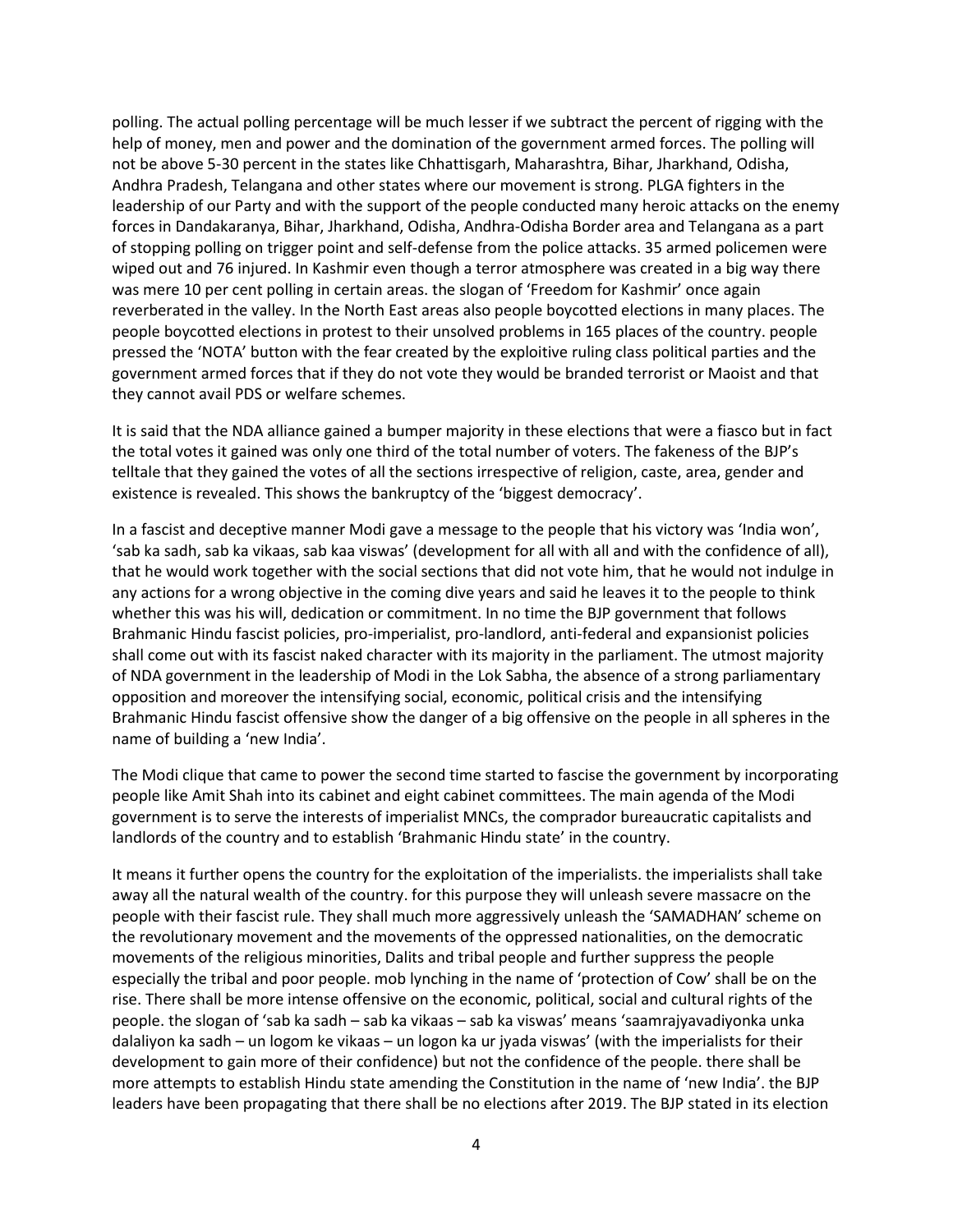polling. The actual polling percentage will be much lesser if we subtract the percent of rigging with the help of money, men and power and the domination of the government armed forces. The polling will not be above 5-30 percent in the states like Chhattisgarh, Maharashtra, Bihar, Jharkhand, Odisha, Andhra Pradesh, Telangana and other states where our movement is strong. PLGA fighters in the leadership of our Party and with the support of the people conducted many heroic attacks on the enemy forces in Dandakaranya, Bihar, Jharkhand, Odisha, Andhra-Odisha Border area and Telangana as a part of stopping polling on trigger point and self-defense from the police attacks. 35 armed policemen were wiped out and 76 injured. In Kashmir even though a terror atmosphere was created in a big way there was mere 10 per cent polling in certain areas. the slogan of 'Freedom for Kashmir' once again reverberated in the valley. In the North East areas also people boycotted elections in many places. The people boycotted elections in protest to their unsolved problems in 165 places of the country. people pressed the 'NOTA' button with the fear created by the exploitive ruling class political parties and the government armed forces that if they do not vote they would be branded terrorist or Maoist and that they cannot avail PDS or welfare schemes.

It is said that the NDA alliance gained a bumper majority in these elections that were a fiasco but in fact the total votes it gained was only one third of the total number of voters. The fakeness of the BJP's telltale that they gained the votes of all the sections irrespective of religion, caste, area, gender and existence is revealed. This shows the bankruptcy of the 'biggest democracy'.

In a fascist and deceptive manner Modi gave a message to the people that his victory was 'India won', 'sab ka sadh, sab ka vikaas, sab kaa viswas' (development for all with all and with the confidence of all), that he would work together with the social sections that did not vote him, that he would not indulge in any actions for a wrong objective in the coming dive years and said he leaves it to the people to think whether this was his will, dedication or commitment. In no time the BJP government that follows Brahmanic Hindu fascist policies, pro-imperialist, pro-landlord, anti-federal and expansionist policies shall come out with its fascist naked character with its majority in the parliament. The utmost majority of NDA government in the leadership of Modi in the Lok Sabha, the absence of a strong parliamentary opposition and moreover the intensifying social, economic, political crisis and the intensifying Brahmanic Hindu fascist offensive show the danger of a big offensive on the people in all spheres in the name of building a 'new India'.

The Modi clique that came to power the second time started to fascise the government by incorporating people like Amit Shah into its cabinet and eight cabinet committees. The main agenda of the Modi government is to serve the interests of imperialist MNCs, the comprador bureaucratic capitalists and landlords of the country and to establish 'Brahmanic Hindu state' in the country.

It means it further opens the country for the exploitation of the imperialists. the imperialists shall take away all the natural wealth of the country. for this purpose they will unleash severe massacre on the people with their fascist rule. They shall much more aggressively unleash the 'SAMADHAN' scheme on the revolutionary movement and the movements of the oppressed nationalities, on the democratic movements of the religious minorities, Dalits and tribal people and further suppress the people especially the tribal and poor people. mob lynching in the name of 'protection of Cow' shall be on the rise. There shall be more intense offensive on the economic, political, social and cultural rights of the people. the slogan of 'sab ka sadh – sab ka vikaas – sab ka viswas' means 'saamrajyavadiyonka unka dalaliyon ka sadh – un logom ke vikaas – un logon ka ur jyada viswas' (with the imperialists for their development to gain more of their confidence) but not the confidence of the people. there shall be more attempts to establish Hindu state amending the Constitution in the name of 'new India'. the BJP leaders have been propagating that there shall be no elections after 2019. The BJP stated in its election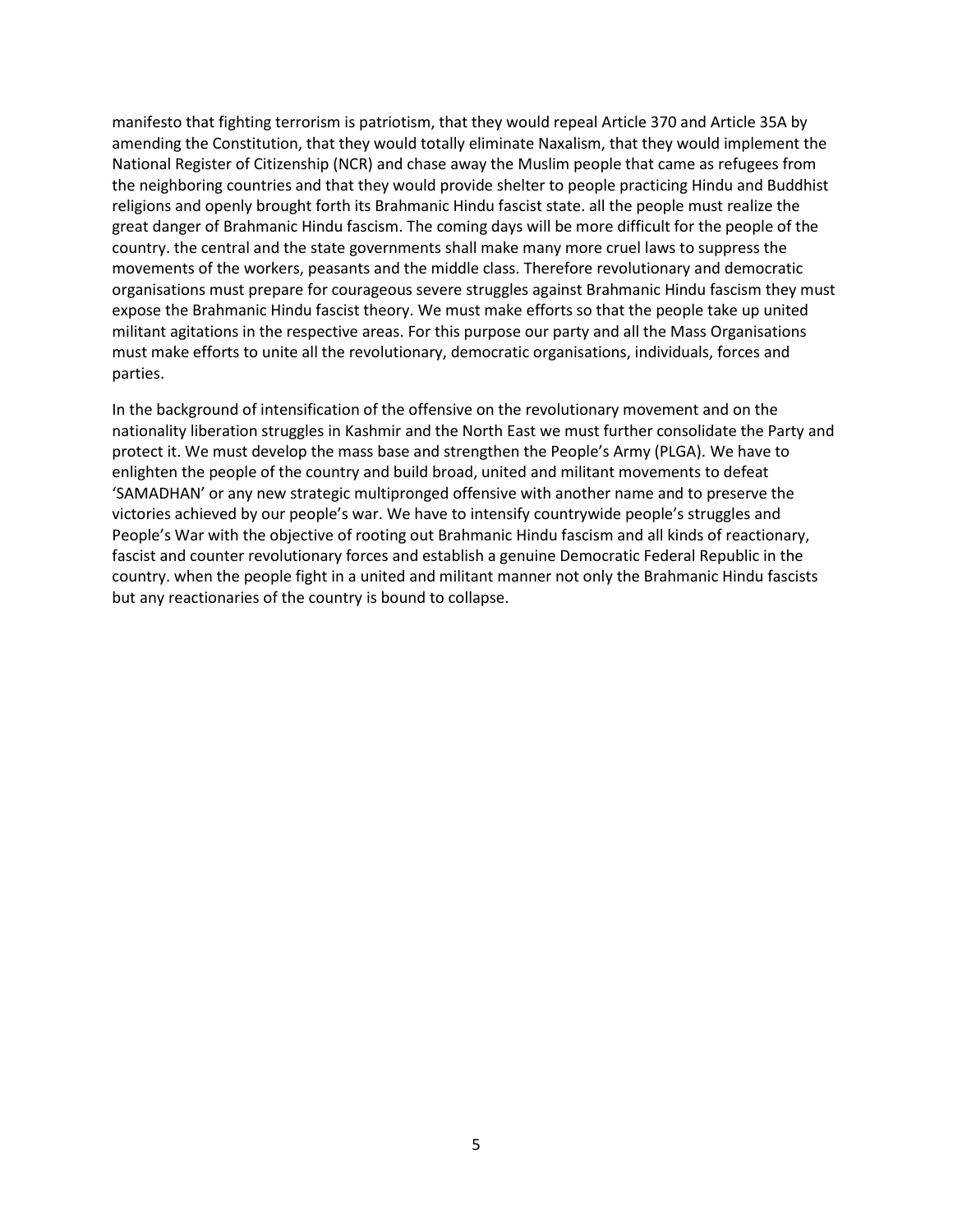manifesto that fighting terrorism is patriotism, that they would repeal Article 370 and Article 35A by amending the Constitution, that they would totally eliminate Naxalism, that they would implement the National Register of Citizenship (NCR) and chase away the Muslim people that came as refugees from the neighboring countries and that they would provide shelter to people practicing Hindu and Buddhist religions and openly brought forth its Brahmanic Hindu fascist state. all the people must realize the great danger of Brahmanic Hindu fascism. The coming days will be more difficult for the people of the country. the central and the state governments shall make many more cruel laws to suppress the movements of the workers, peasants and the middle class. Therefore revolutionary and democratic organisations must prepare for courageous severe struggles against Brahmanic Hindu fascism they must expose the Brahmanic Hindu fascist theory. We must make efforts so that the people take up united militant agitations in the respective areas. For this purpose our party and all the Mass Organisations must make efforts to unite all the revolutionary, democratic organisations, individuals, forces and parties.

In the background of intensification of the offensive on the revolutionary movement and on the nationality liberation struggles in Kashmir and the North East we must further consolidate the Party and protect it. We must develop the mass base and strengthen the People's Army (PLGA). We have to enlighten the people of the country and build broad, united and militant movements to defeat 'SAMADHAN' or any new strategic multipronged offensive with another name and to preserve the victories achieved by our people's war. We have to intensify countrywide people's struggles and People's War with the objective of rooting out Brahmanic Hindu fascism and all kinds of reactionary, fascist and counter revolutionary forces and establish a genuine Democratic Federal Republic in the country. when the people fight in a united and militant manner not only the Brahmanic Hindu fascists but any reactionaries of the country is bound to collapse.